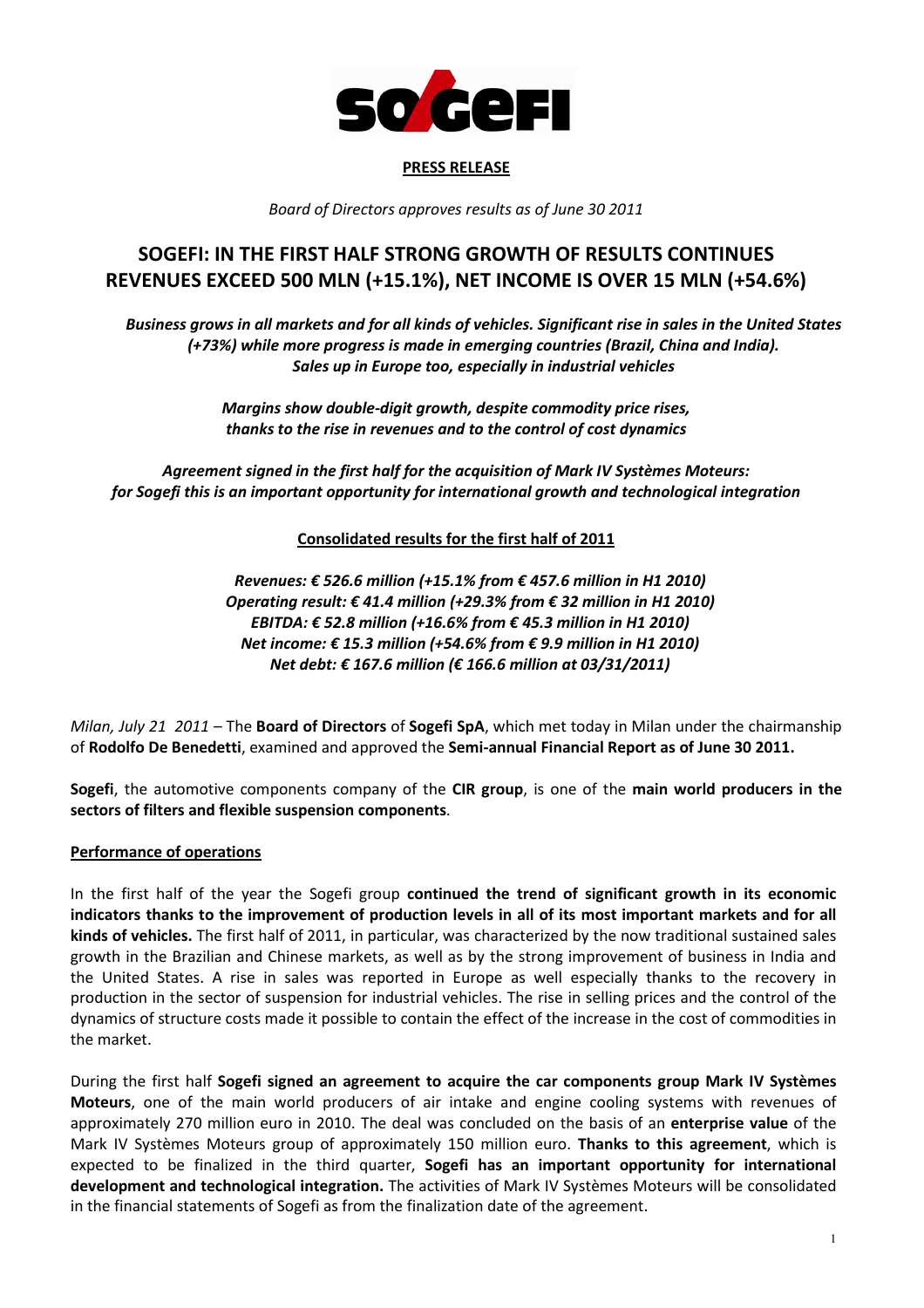**PRESS RELEASE**

*Board of Directors approves results as of June 30 2011*

# SOGEFI: IN THE FIRST HALF STRONG GROWTH OF RESULTS CONTINUES REVENUES EXCEED 500 MLN (+15.1%), NET INCOME IS OVER 15 MLN (+54.6%)

***Business grows in all markets and for all kinds of vehicles. Significant rise in sales in the United States (+73%) while more progress is made in emerging countries (Brazil, China and India). Sales up in Europe too, especially in industrial vehicles***

***Margins show double-digit growth, despite commodity price rises, thanks to the rise in revenues and to the control of cost dynamics***

***Agreement signed in the first half for the acquisition of Mark IV Systèmes Moteurs: for Sogefi this is an important opportunity for international growth and technological integration***

**Consolidated results for the first half of 2011**

***Revenues: € 526.6 million (+15.1% from € 457.6 million in H1 2010)***
***Operating result: € 41.4 million (+29.3% from € 32 million in H1 2010)***
***EBITDA: € 52.8 million (+16.6% from € 45.3 million in H1 2010)***
***Net income: € 15.3 million (+54.6% from € 9.9 million in H1 2010)***
***Net debt: € 167.6 million (€ 166.6 million at 03/31/2011)***

*Milan, July 21 2011* – The **Board of Directors** of **Sogefi SpA**, which met today in Milan under the chairmanship of **Rodolfo De Benedetti**, examined and approved the **Semi-annual Financial Report as of June 30 2011.**

**Sogefi**, the automotive components company of the **CIR group**, is one of the **main world producers in the sectors of filters and flexible suspension components**.

**Performance of operations**

In the first half of the year the Sogefi group **continued the trend of significant growth in its economic indicators thanks to the improvement of production levels in all of its most important markets and for all kinds of vehicles.** The first half of 2011, in particular, was characterized by the now traditional sustained sales growth in the Brazilian and Chinese markets, as well as by the strong improvement of business in India and the United States. A rise in sales was reported in Europe as well especially thanks to the recovery in production in the sector of suspension for industrial vehicles. The rise in selling prices and the control of the dynamics of structure costs made it possible to contain the effect of the increase in the cost of commodities in the market.

During the first half **Sogefi signed an agreement to acquire the car components group Mark IV Systèmes Moteurs**, one of the main world producers of air intake and engine cooling systems with revenues of approximately 270 million euro in 2010. The deal was concluded on the basis of an **enterprise value** of the Mark IV Systèmes Moteurs group of approximately 150 million euro. **Thanks to this agreement**, which is expected to be finalized in the third quarter, **Sogefi has an important opportunity for international development and technological integration.** The activities of Mark IV Systèmes Moteurs will be consolidated in the financial statements of Sogefi as from the finalization date of the agreement.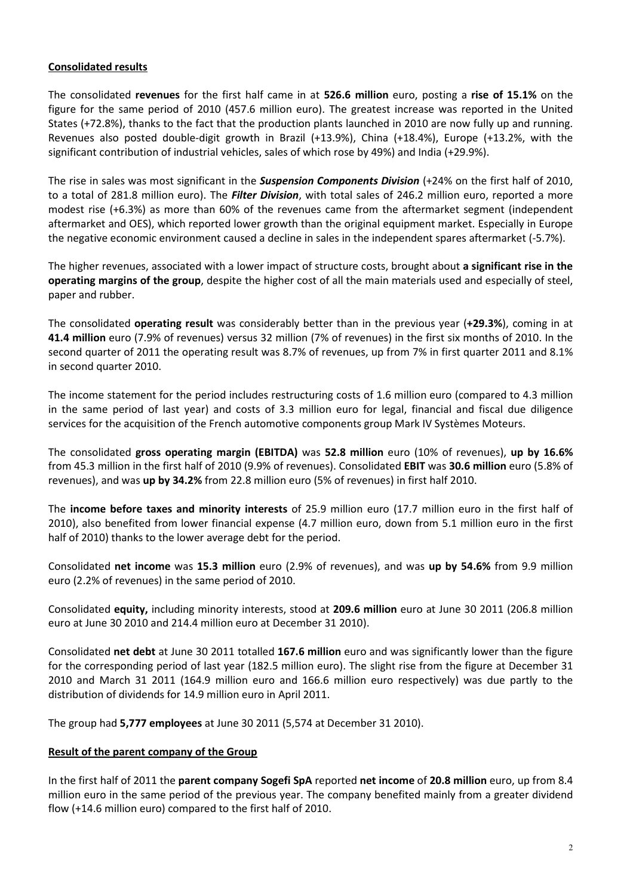**<u>Consolidated results</u>**

The consolidated **revenues** for the first half came in at **526.6 million** euro, posting a **rise of 15.1%** on the figure for the same period of 2010 (457.6 million euro). The greatest increase was reported in the United States (+72.8%), thanks to the fact that the production plants launched in 2010 are now fully up and running. Revenues also posted double-digit growth in Brazil (+13.9%), China (+18.4%), Europe (+13.2%, with the significant contribution of industrial vehicles, sales of which rose by 49%) and India (+29.9%).

The rise in sales was most significant in the ***Suspension Components Division*** (+24% on the first half of 2010, to a total of 281.8 million euro). The ***Filter Division***, with total sales of 246.2 million euro, reported a more modest rise (+6.3%) as more than 60% of the revenues came from the aftermarket segment (independent aftermarket and OES), which reported lower growth than the original equipment market. Especially in Europe the negative economic environment caused a decline in sales in the independent spares aftermarket (-5.7%).

The higher revenues, associated with a lower impact of structure costs, brought about **a significant rise in the operating margins of the group**, despite the higher cost of all the main materials used and especially of steel, paper and rubber.

The consolidated **operating result** was considerably better than in the previous year (**+29.3%**), coming in at **41.4 million** euro (7.9% of revenues) versus 32 million (7% of revenues) in the first six months of 2010. In the second quarter of 2011 the operating result was 8.7% of revenues, up from 7% in first quarter 2011 and 8.1% in second quarter 2010.

The income statement for the period includes restructuring costs of 1.6 million euro (compared to 4.3 million in the same period of last year) and costs of 3.3 million euro for legal, financial and fiscal due diligence services for the acquisition of the French automotive components group Mark IV Systèmes Moteurs.

The consolidated **gross operating margin (EBITDA)** was **52.8 million** euro (10% of revenues), **up by 16.6%** from 45.3 million in the first half of 2010 (9.9% of revenues). Consolidated **EBIT** was **30.6 million** euro (5.8% of revenues), and was **up by 34.2%** from 22.8 million euro (5% of revenues) in first half 2010.

The **income before taxes and minority interests** of 25.9 million euro (17.7 million euro in the first half of 2010), also benefited from lower financial expense (4.7 million euro, down from 5.1 million euro in the first half of 2010) thanks to the lower average debt for the period.

Consolidated **net income** was **15.3 million** euro (2.9% of revenues), and was **up by 54.6%** from 9.9 million euro (2.2% of revenues) in the same period of 2010.

Consolidated **equity,** including minority interests, stood at **209.6 million** euro at June 30 2011 (206.8 million euro at June 30 2010 and 214.4 million euro at December 31 2010).

Consolidated **net debt** at June 30 2011 totalled **167.6 million** euro and was significantly lower than the figure for the corresponding period of last year (182.5 million euro). The slight rise from the figure at December 31 2010 and March 31 2011 (164.9 million euro and 166.6 million euro respectively) was due partly to the distribution of dividends for 14.9 million euro in April 2011.

The group had **5,777 employees** at June 30 2011 (5,574 at December 31 2010).

**<u>Result of the parent company of the Group</u>**

In the first half of 2011 the **parent company Sogefi SpA** reported **net income** of **20.8 million** euro, up from 8.4 million euro in the same period of the previous year. The company benefited mainly from a greater dividend flow (+14.6 million euro) compared to the first half of 2010.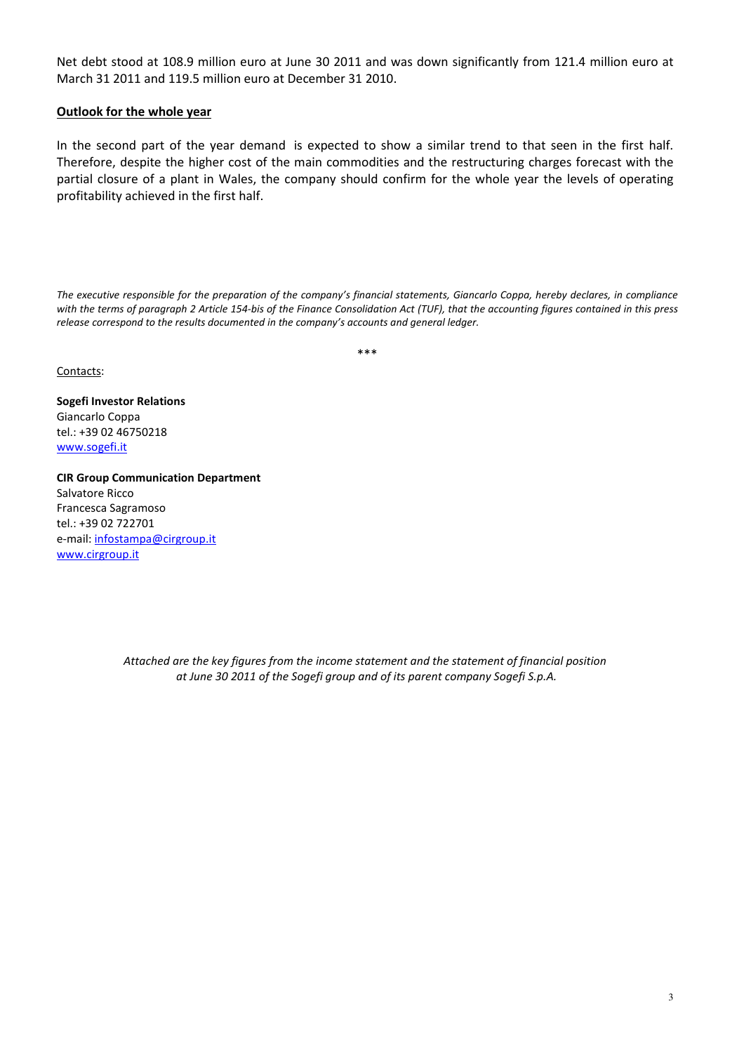Net debt stood at 108.9 million euro at June 30 2011 and was down significantly from 121.4 million euro at March 31 2011 and 119.5 million euro at December 31 2010.

**Outlook for the whole year**

In the second part of the year demand is expected to show a similar trend to that seen in the first half. Therefore, despite the higher cost of the main commodities and the restructuring charges forecast with the partial closure of a plant in Wales, the company should confirm for the whole year the levels of operating profitability achieved in the first half.

*The executive responsible for the preparation of the company's financial statements, Giancarlo Coppa, hereby declares, in compliance with the terms of paragraph 2 Article 154-bis of the Finance Consolidation Act (TUF), that the accounting figures contained in this press release correspond to the results documented in the company's accounts and general ledger.*

***

Contacts:

**Sogefi Investor Relations**
Giancarlo Coppa
tel.: +39 02 46750218
www.sogefi.it

**CIR Group Communication Department**
Salvatore Ricco
Francesca Sagramoso
tel.: +39 02 722701
e-mail: infostampa@cirgroup.it
www.cirgroup.it

*Attached are the key figures from the income statement and the statement of financial position at June 30 2011 of the Sogefi group and of its parent company Sogefi S.p.A.*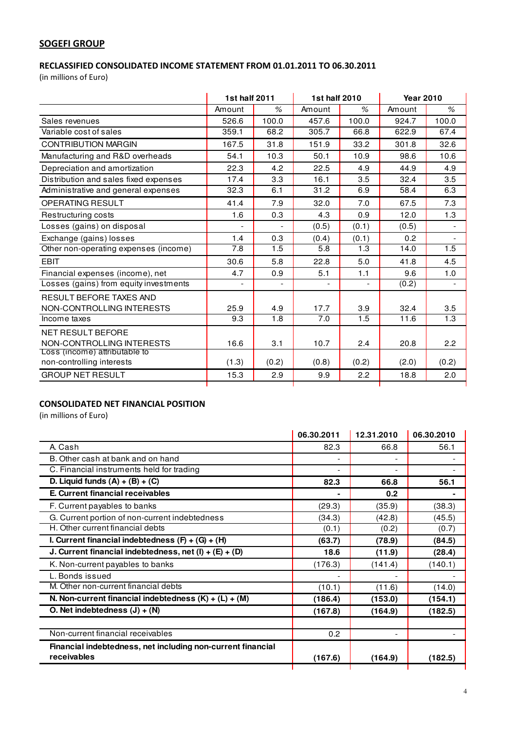## SOGEFI GROUP

### RECLASSIFIED CONSOLIDATED INCOME STATEMENT FROM 01.01.2011 TO 06.30.2011

(in millions of Euro)

| | 1st half 2011 | | 1st half 2010 | | Year 2010 | |
|---|---|---|---|---|---|---|
| | Amount | % | Amount | % | Amount | % |
| Sales revenues | 526.6 | 100.0 | 457.6 | 100.0 | 924.7 | 100.0 |
| Variable cost of sales | 359.1 | 68.2 | 305.7 | 66.8 | 622.9 | 67.4 |
| CONTRIBUTION MARGIN | 167.5 | 31.8 | 151.9 | 33.2 | 301.8 | 32.6 |
| Manufacturing and R&D overheads | 54.1 | 10.3 | 50.1 | 10.9 | 98.6 | 10.6 |
| Depreciation and amortization | 22.3 | 4.2 | 22.5 | 4.9 | 44.9 | 4.9 |
| Distribution and sales fixed expenses | 17.4 | 3.3 | 16.1 | 3.5 | 32.4 | 3.5 |
| Administrative and general expenses | 32.3 | 6.1 | 31.2 | 6.9 | 58.4 | 6.3 |
| OPERATING RESULT | 41.4 | 7.9 | 32.0 | 7.0 | 67.5 | 7.3 |
| Restructuring costs | 1.6 | 0.3 | 4.3 | 0.9 | 12.0 | 1.3 |
| Losses (gains) on disposal | - | - | (0.5) | (0.1) | (0.5) | - |
| Exchange (gains) losses | 1.4 | 0.3 | (0.4) | (0.1) | 0.2 | - |
| Other non-operating expenses (income) | 7.8 | 1.5 | 5.8 | 1.3 | 14.0 | 1.5 |
| EBIT | 30.6 | 5.8 | 22.8 | 5.0 | 41.8 | 4.5 |
| Financial expenses (income), net | 4.7 | 0.9 | 5.1 | 1.1 | 9.6 | 1.0 |
| Losses (gains) from equity investments | - | - | - | - | (0.2) | - |
| RESULT BEFORE TAXES AND NON-CONTROLLING INTERESTS | 25.9 | 4.9 | 17.7 | 3.9 | 32.4 | 3.5 |
| Income taxes | 9.3 | 1.8 | 7.0 | 1.5 | 11.6 | 1.3 |
| NET RESULT BEFORE NON-CONTROLLING INTERESTS | 16.6 | 3.1 | 10.7 | 2.4 | 20.8 | 2.2 |
| Loss (income) attributable to non-controlling interests | (1.3) | (0.2) | (0.8) | (0.2) | (2.0) | (0.2) |
| GROUP NET RESULT | 15.3 | 2.9 | 9.9 | 2.2 | 18.8 | 2.0 |

### CONSOLIDATED NET FINANCIAL POSITION

(in millions of Euro)

| | 06.30.2011 | 12.31.2010 | 06.30.2010 |
|---|---|---|---|
| A. Cash | 82.3 | 66.8 | 56.1 |
| B. Other cash at bank and on hand | - | - | - |
| C. Financial instruments held for trading | - | - | - |
| **D. Liquid funds (A) + (B) + (C)** | **82.3** | **66.8** | **56.1** |
| **E. Current financial receivables** | **-** | **0.2** | **-** |
| F. Current payables to banks | (29.3) | (35.9) | (38.3) |
| G. Current portion of non-current indebtedness | (34.3) | (42.8) | (45.5) |
| H. Other current financial debts | (0.1) | (0.2) | (0.7) |
| **I. Current financial indebtedness (F) + (G) + (H)** | **(63.7)** | **(78.9)** | **(84.5)** |
| **J. Current financial indebtedness, net (I) + (E) + (D)** | **18.6** | **(11.9)** | **(28.4)** |
| K. Non-current payables to banks | (176.3) | (141.4) | (140.1) |
| L. Bonds issued | - | - | - |
| M. Other non-current financial debts | (10.1) | (11.6) | (14.0) |
| **N. Non-current financial indebtedness (K) + (L) + (M)** | **(186.4)** | **(153.0)** | **(154.1)** |
| **O. Net indebtedness (J) + (N)** | **(167.8)** | **(164.9)** | **(182.5)** |
| | | | |
| Non-current financial receivables | 0.2 | - | - |
| **Financial indebtedness, net including non-current financial receivables** | **(167.6)** | **(164.9)** | **(182.5)** |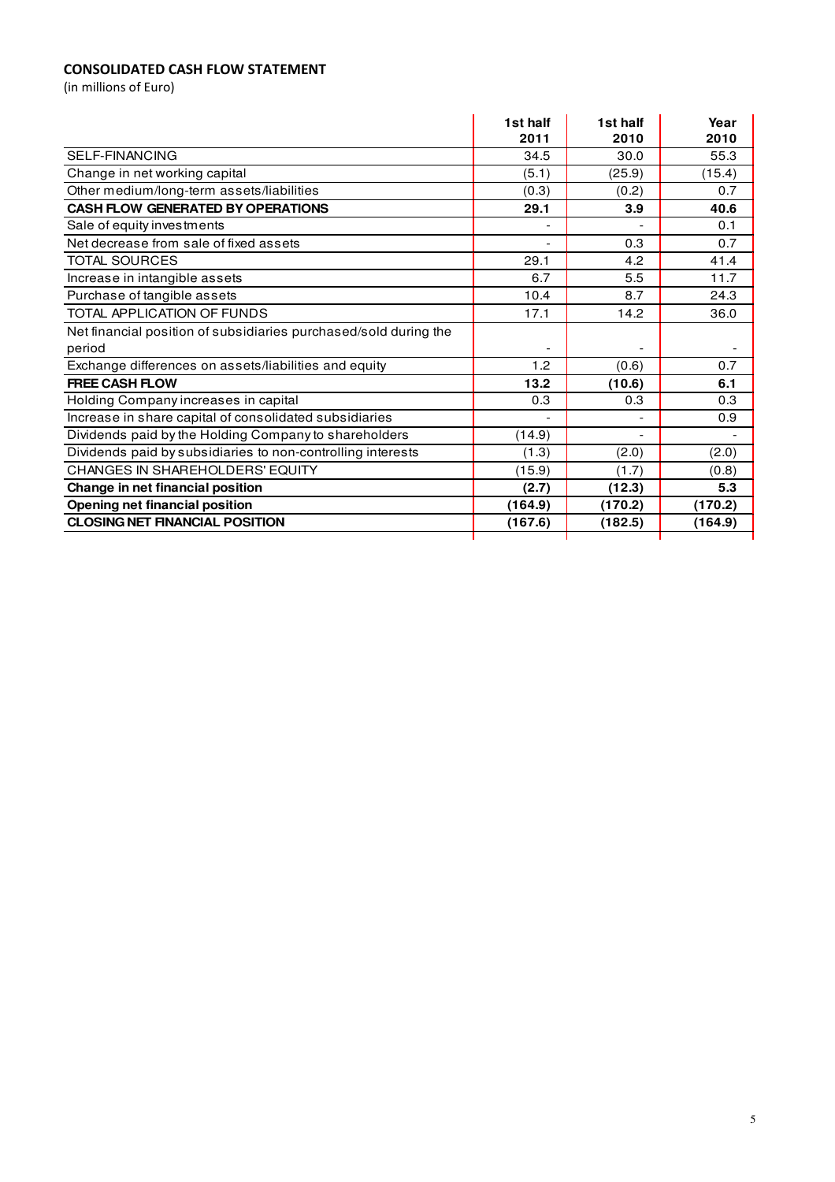**CONSOLIDATED CASH FLOW STATEMENT**

(in millions of Euro)

| | 1st half 2011 | 1st half 2010 | Year 2010 |
|---|---|---|---|
| SELF-FINANCING | 34.5 | 30.0 | 55.3 |
| Change in net working capital | (5.1) | (25.9) | (15.4) |
| Other medium/long-term assets/liabilities | (0.3) | (0.2) | 0.7 |
| **CASH FLOW GENERATED BY OPERATIONS** | **29.1** | **3.9** | **40.6** |
| Sale of equity investments | - | - | 0.1 |
| Net decrease from sale of fixed assets | - | 0.3 | 0.7 |
| TOTAL SOURCES | 29.1 | 4.2 | 41.4 |
| Increase in intangible assets | 6.7 | 5.5 | 11.7 |
| Purchase of tangible assets | 10.4 | 8.7 | 24.3 |
| TOTAL APPLICATION OF FUNDS | 17.1 | 14.2 | 36.0 |
| Net financial position of subsidiaries purchased/sold during the period | - | - | - |
| Exchange differences on assets/liabilities and equity | 1.2 | (0.6) | 0.7 |
| **FREE CASH FLOW** | **13.2** | **(10.6)** | **6.1** |
| Holding Company increases in capital | 0.3 | 0.3 | 0.3 |
| Increase in share capital of consolidated subsidiaries | - | - | 0.9 |
| Dividends paid by the Holding Company to shareholders | (14.9) | - | - |
| Dividends paid by subsidiaries to non-controlling interests | (1.3) | (2.0) | (2.0) |
| CHANGES IN SHAREHOLDERS' EQUITY | (15.9) | (1.7) | (0.8) |
| **Change in net financial position** | **(2.7)** | **(12.3)** | **5.3** |
| **Opening net financial position** | **(164.9)** | **(170.2)** | **(170.2)** |
| **CLOSING NET FINANCIAL POSITION** | **(167.6)** | **(182.5)** | **(164.9)** |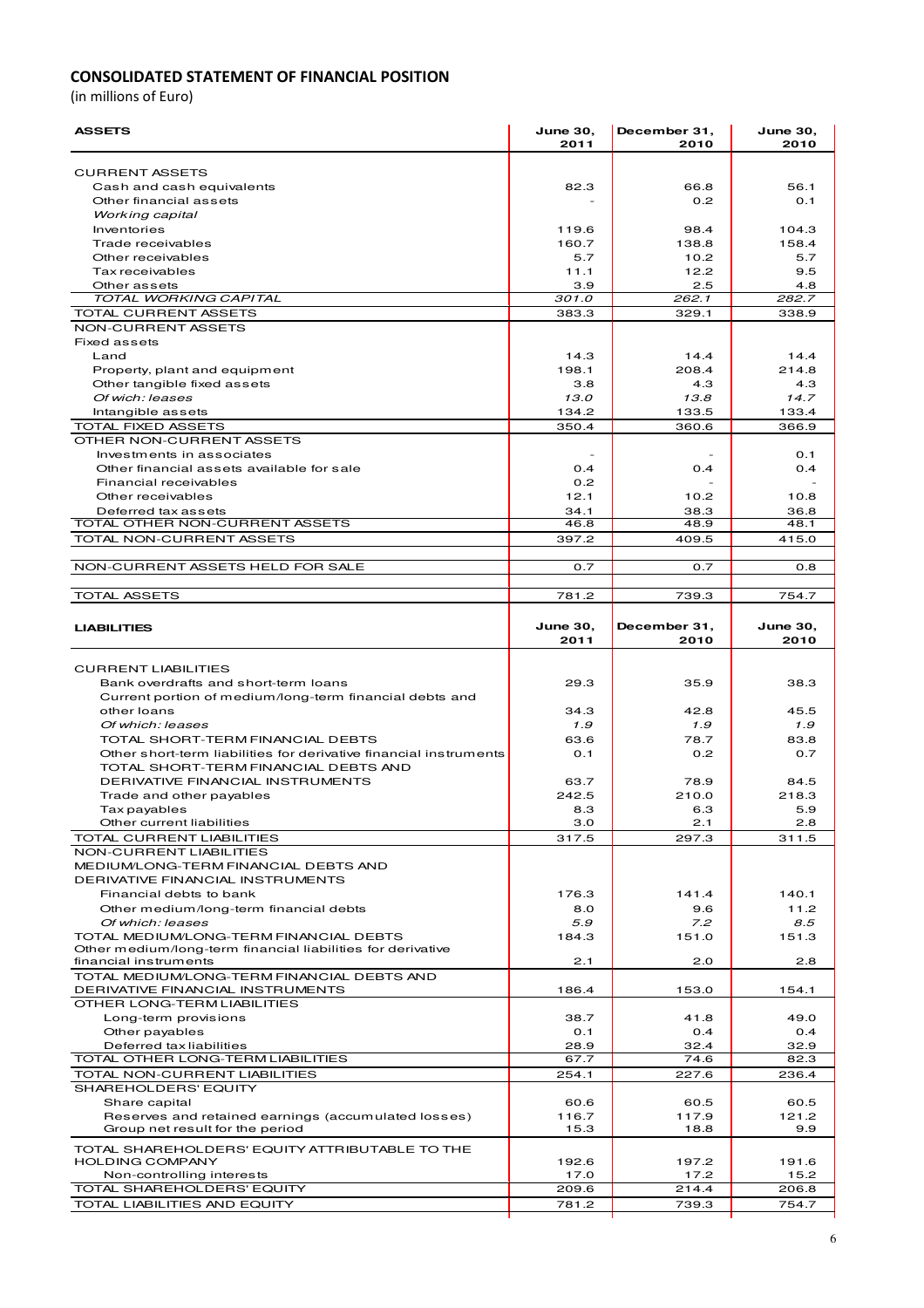**CONSOLIDATED STATEMENT OF FINANCIAL POSITION**
(in millions of Euro)

| ASSETS | June 30, 2011 | December 31, 2010 | June 30, 2010 |
|---|---|---|---|
| CURRENT ASSETS | | | |
| Cash and cash equivalents | 82.3 | 66.8 | 56.1 |
| Other financial assets | - | 0.2 | 0.1 |
| *Working capital* | | | |
| Inventories | 119.6 | 98.4 | 104.3 |
| Trade receivables | 160.7 | 138.8 | 158.4 |
| Other receivables | 5.7 | 10.2 | 5.7 |
| Tax receivables | 11.1 | 12.2 | 9.5 |
| Other assets | 3.9 | 2.5 | 4.8 |
| *TOTAL WORKING CAPITAL* | *301.0* | *262.1* | *282.7* |
| TOTAL CURRENT ASSETS | 383.3 | 329.1 | 338.9 |
| NON-CURRENT ASSETS | | | |
| Fixed assets | | | |
| Land | 14.3 | 14.4 | 14.4 |
| Property, plant and equipment | 198.1 | 208.4 | 214.8 |
| Other tangible fixed assets | 3.8 | 4.3 | 4.3 |
| *Of wich: leases* | *13.0* | *13.8* | *14.7* |
| Intangible assets | 134.2 | 133.5 | 133.4 |
| TOTAL FIXED ASSETS | 350.4 | 360.6 | 366.9 |
| OTHER NON-CURRENT ASSETS | | | |
| Investments in associates | - | - | 0.1 |
| Other financial assets available for sale | 0.4 | 0.4 | 0.4 |
| Financial receivables | 0.2 | - | - |
| Other receivables | 12.1 | 10.2 | 10.8 |
| Deferred tax assets | 34.1 | 38.3 | 36.8 |
| TOTAL OTHER NON-CURRENT ASSETS | 46.8 | 48.9 | 48.1 |
| TOTAL NON-CURRENT ASSETS | 397.2 | 409.5 | 415.0 |
| NON-CURRENT ASSETS HELD FOR SALE | 0.7 | 0.7 | 0.8 |
| TOTAL ASSETS | 781.2 | 739.3 | 754.7 |

| LIABILITIES | June 30, 2011 | December 31, 2010 | June 30, 2010 |
|---|---|---|---|
| CURRENT LIABILITIES | | | |
| Bank overdrafts and short-term loans | 29.3 | 35.9 | 38.3 |
| Current portion of medium/long-term financial debts and other loans | 34.3 | 42.8 | 45.5 |
| *Of which: leases* | *1.9* | *1.9* | *1.9* |
| TOTAL SHORT-TERM FINANCIAL DEBTS | 63.6 | 78.7 | 83.8 |
| Other short-term liabilities for derivative financial instruments | 0.1 | 0.2 | 0.7 |
| TOTAL SHORT-TERM FINANCIAL DEBTS AND DERIVATIVE FINANCIAL INSTRUMENTS | 63.7 | 78.9 | 84.5 |
| Trade and other payables | 242.5 | 210.0 | 218.3 |
| Tax payables | 8.3 | 6.3 | 5.9 |
| Other current liabilities | 3.0 | 2.1 | 2.8 |
| TOTAL CURRENT LIABILITIES | 317.5 | 297.3 | 311.5 |
| NON-CURRENT LIABILITIES | | | |
| MEDIUM/LONG-TERM FINANCIAL DEBTS AND DERIVATIVE FINANCIAL INSTRUMENTS | | | |
| Financial debts to bank | 176.3 | 141.4 | 140.1 |
| Other medium/long-term financial debts | 8.0 | 9.6 | 11.2 |
| *Of which: leases* | *5.9* | *7.2* | *8.5* |
| TOTAL MEDIUM/LONG-TERM FINANCIAL DEBTS | 184.3 | 151.0 | 151.3 |
| Other medium/long-term financial liabilities for derivative financial instruments | 2.1 | 2.0 | 2.8 |
| TOTAL MEDIUM/LONG-TERM FINANCIAL DEBTS AND DERIVATIVE FINANCIAL INSTRUMENTS | 186.4 | 153.0 | 154.1 |
| OTHER LONG-TERM LIABILITIES | | | |
| Long-term provisions | 38.7 | 41.8 | 49.0 |
| Other payables | 0.1 | 0.4 | 0.4 |
| Deferred tax liabilities | 28.9 | 32.4 | 32.9 |
| TOTAL OTHER LONG-TERM LIABILITIES | 67.7 | 74.6 | 82.3 |
| TOTAL NON-CURRENT LIABILITIES | 254.1 | 227.6 | 236.4 |
| SHAREHOLDERS' EQUITY | | | |
| Share capital | 60.6 | 60.5 | 60.5 |
| Reserves and retained earnings (accumulated losses) | 116.7 | 117.9 | 121.2 |
| Group net result for the period | 15.3 | 18.8 | 9.9 |
| TOTAL SHAREHOLDERS' EQUITY ATTRIBUTABLE TO THE HOLDING COMPANY | 192.6 | 197.2 | 191.6 |
| Non-controlling interests | 17.0 | 17.2 | 15.2 |
| TOTAL SHAREHOLDERS' EQUITY | 209.6 | 214.4 | 206.8 |
| TOTAL LIABILITIES AND EQUITY | 781.2 | 739.3 | 754.7 |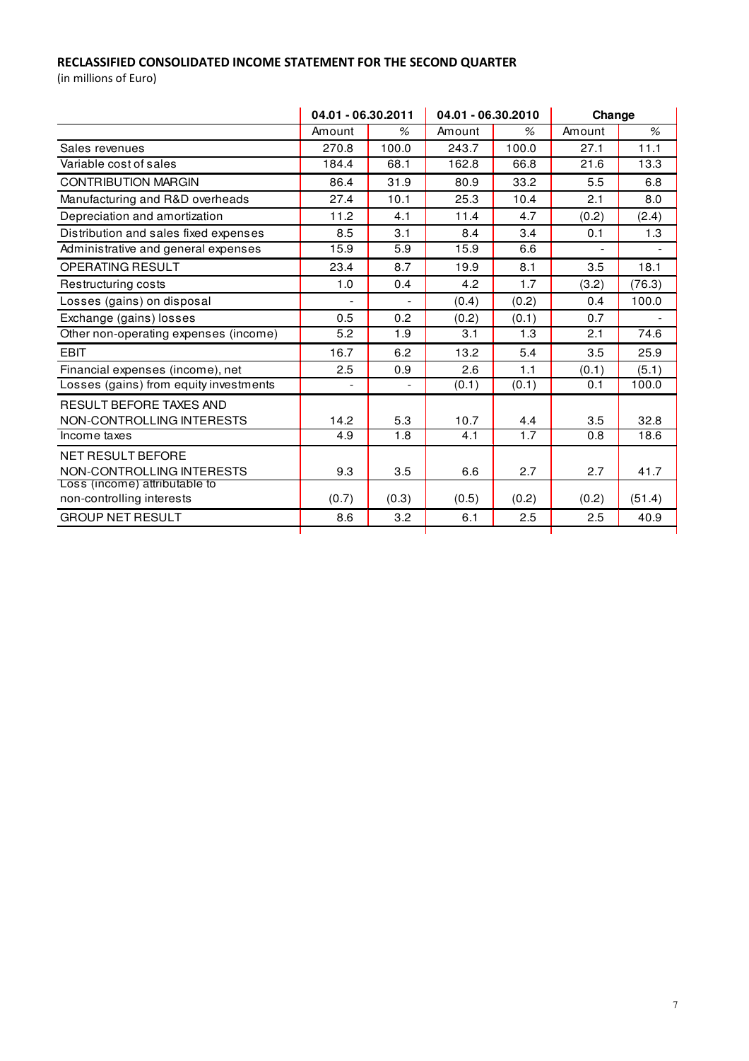## RECLASSIFIED CONSOLIDATED INCOME STATEMENT FOR THE SECOND QUARTER

(in millions of Euro)

| | 04.01 - 06.30.2011 | | 04.01 - 06.30.2010 | | Change | |
|---|---|---|---|---|---|---|
| | Amount | % | Amount | % | Amount | % |
| Sales revenues | 270.8 | 100.0 | 243.7 | 100.0 | 27.1 | 11.1 |
| Variable cost of sales | 184.4 | 68.1 | 162.8 | 66.8 | 21.6 | 13.3 |
| CONTRIBUTION MARGIN | 86.4 | 31.9 | 80.9 | 33.2 | 5.5 | 6.8 |
| Manufacturing and R&D overheads | 27.4 | 10.1 | 25.3 | 10.4 | 2.1 | 8.0 |
| Depreciation and amortization | 11.2 | 4.1 | 11.4 | 4.7 | (0.2) | (2.4) |
| Distribution and sales fixed expenses | 8.5 | 3.1 | 8.4 | 3.4 | 0.1 | 1.3 |
| Administrative and general expenses | 15.9 | 5.9 | 15.9 | 6.6 | - | - |
| OPERATING RESULT | 23.4 | 8.7 | 19.9 | 8.1 | 3.5 | 18.1 |
| Restructuring costs | 1.0 | 0.4 | 4.2 | 1.7 | (3.2) | (76.3) |
| Losses (gains) on disposal | - | - | (0.4) | (0.2) | 0.4 | 100.0 |
| Exchange (gains) losses | 0.5 | 0.2 | (0.2) | (0.1) | 0.7 | - |
| Other non-operating expenses (income) | 5.2 | 1.9 | 3.1 | 1.3 | 2.1 | 74.6 |
| EBIT | 16.7 | 6.2 | 13.2 | 5.4 | 3.5 | 25.9 |
| Financial expenses (income), net | 2.5 | 0.9 | 2.6 | 1.1 | (0.1) | (5.1) |
| Losses (gains) from equity investments | - | - | (0.1) | (0.1) | 0.1 | 100.0 |
| RESULT BEFORE TAXES AND NON-CONTROLLING INTERESTS | 14.2 | 5.3 | 10.7 | 4.4 | 3.5 | 32.8 |
| Income taxes | 4.9 | 1.8 | 4.1 | 1.7 | 0.8 | 18.6 |
| NET RESULT BEFORE NON-CONTROLLING INTERESTS | 9.3 | 3.5 | 6.6 | 2.7 | 2.7 | 41.7 |
| Loss (income) attributable to non-controlling interests | (0.7) | (0.3) | (0.5) | (0.2) | (0.2) | (51.4) |
| GROUP NET RESULT | 8.6 | 3.2 | 6.1 | 2.5 | 2.5 | 40.9 |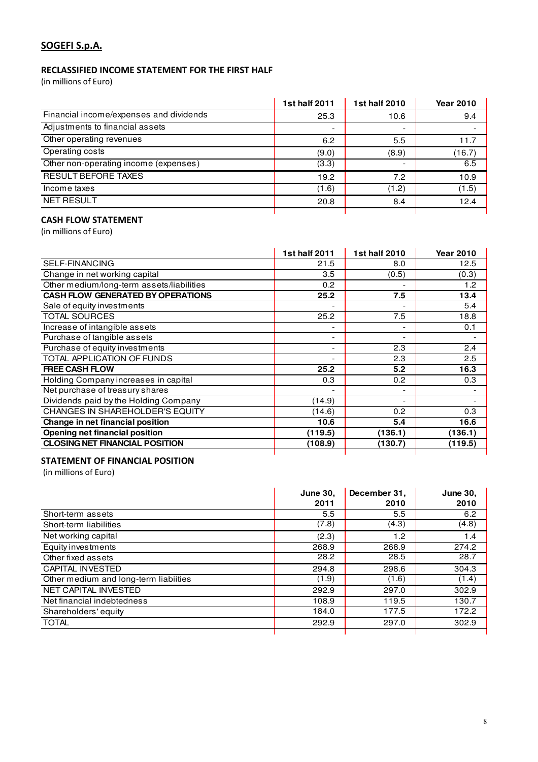## SOGEFI S.p.A.

### RECLASSIFIED INCOME STATEMENT FOR THE FIRST HALF

(in millions of Euro)

| | 1st half 2011 | 1st half 2010 | Year 2010 |
|---|---|---|---|
| Financial income/expenses and dividends | 25.3 | 10.6 | 9.4 |
| Adjustments to financial assets | - | - | - |
| Other operating revenues | 6.2 | 5.5 | 11.7 |
| Operating costs | (9.0) | (8.9) | (16.7) |
| Other non-operating income (expenses) | (3.3) | - | 6.5 |
| RESULT BEFORE TAXES | 19.2 | 7.2 | 10.9 |
| Income taxes | (1.6) | (1.2) | (1.5) |
| NET RESULT | 20.8 | 8.4 | 12.4 |

### CASH FLOW STATEMENT

(in millions of Euro)

| | 1st half 2011 | 1st half 2010 | Year 2010 |
|---|---|---|---|
| SELF-FINANCING | 21.5 | 8.0 | 12.5 |
| Change in net working capital | 3.5 | (0.5) | (0.3) |
| Other medium/long-term assets/liabilities | 0.2 | - | 1.2 |
| **CASH FLOW GENERATED BY OPERATIONS** | **25.2** | **7.5** | **13.4** |
| Sale of equity investments | - | - | 5.4 |
| TOTAL SOURCES | 25.2 | 7.5 | 18.8 |
| Increase of intangible assets | - | - | 0.1 |
| Purchase of tangible assets | - | - | - |
| Purchase of equity investments | - | 2.3 | 2.4 |
| TOTAL APPLICATION OF FUNDS | - | 2.3 | 2.5 |
| **FREE CASH FLOW** | **25.2** | **5.2** | **16.3** |
| Holding Company increases in capital | 0.3 | 0.2 | 0.3 |
| Net purchase of treasury shares | - | - | - |
| Dividends paid by the Holding Company | (14.9) | - | - |
| CHANGES IN SHAREHOLDER'S EQUITY | (14.6) | 0.2 | 0.3 |
| **Change in net financial position** | **10.6** | **5.4** | **16.6** |
| **Opening net financial position** | **(119.5)** | **(136.1)** | **(136.1)** |
| **CLOSING NET FINANCIAL POSITION** | **(108.9)** | **(130.7)** | **(119.5)** |

### STATEMENT OF FINANCIAL POSITION

(in millions of Euro)

| | June 30, 2011 | December 31, 2010 | June 30, 2010 |
|---|---|---|---|
| Short-term assets | 5.5 | 5.5 | 6.2 |
| Short-term liabilities | (7.8) | (4.3) | (4.8) |
| Net working capital | (2.3) | 1.2 | 1.4 |
| Equity investments | 268.9 | 268.9 | 274.2 |
| Other fixed assets | 28.2 | 28.5 | 28.7 |
| CAPITAL INVESTED | 294.8 | 298.6 | 304.3 |
| Other medium and long-term liabiities | (1.9) | (1.6) | (1.4) |
| NET CAPITAL INVESTED | 292.9 | 297.0 | 302.9 |
| Net financial indebtedness | 108.9 | 119.5 | 130.7 |
| Shareholders' equity | 184.0 | 177.5 | 172.2 |
| TOTAL | 292.9 | 297.0 | 302.9 |